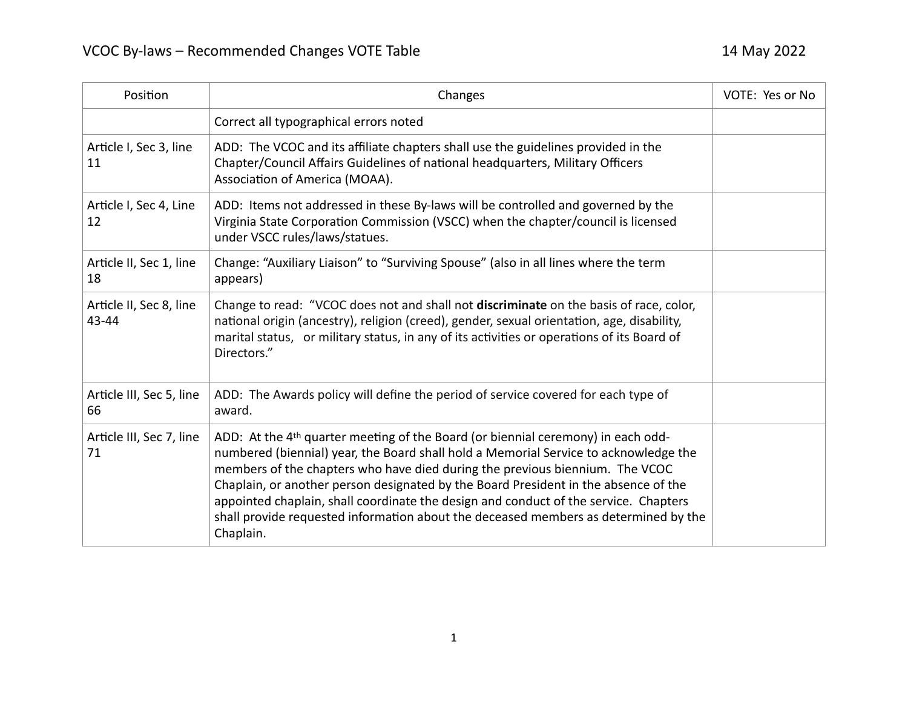# VCOC By-laws – Recommended Changes VOTE Table

14 May 2022

| Position | Changes | VOTE: Yes or No |
|---|---|---|
| | Correct all typographical errors noted | |
| Article I, Sec 3, line 11 | ADD: The VCOC and its affiliate chapters shall use the guidelines provided in the Chapter/Council Affairs Guidelines of national headquarters, Military Officers Association of America (MOAA). | |
| Article I, Sec 4, Line 12 | ADD: Items not addressed in these By-laws will be controlled and governed by the Virginia State Corporation Commission (VSCC) when the chapter/council is licensed under VSCC rules/laws/statues. | |
| Article II, Sec 1, line 18 | Change: "Auxiliary Liaison" to "Surviving Spouse" (also in all lines where the term appears) | |
| Article II, Sec 8, line 43-44 | Change to read: "VCOC does not and shall not **discriminate** on the basis of race, color, national origin (ancestry), religion (creed), gender, sexual orientation, age, disability, marital status, or military status, in any of its activities or operations of its Board of Directors." | |
| Article III, Sec 5, line 66 | ADD: The Awards policy will define the period of service covered for each type of award. | |
| Article III, Sec 7, line 71 | ADD: At the 4th quarter meeting of the Board (or biennial ceremony) in each odd-numbered (biennial) year, the Board shall hold a Memorial Service to acknowledge the members of the chapters who have died during the previous biennium. The VCOC Chaplain, or another person designated by the Board President in the absence of the appointed chaplain, shall coordinate the design and conduct of the service. Chapters shall provide requested information about the deceased members as determined by the Chaplain. | |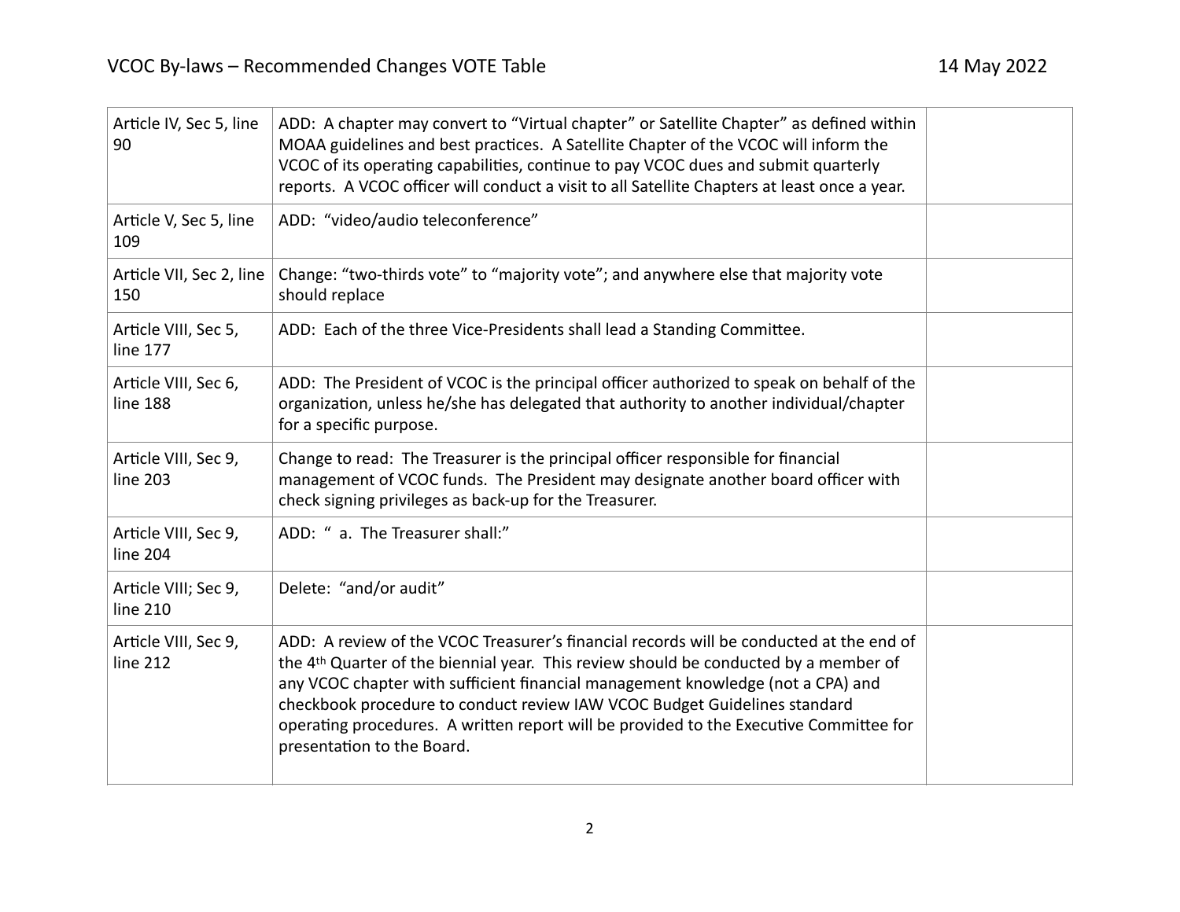| Article IV, Sec 5, line 90 | ADD: A chapter may convert to “Virtual chapter” or Satellite Chapter” as defined within MOAA guidelines and best practices. A Satellite Chapter of the VCOC will inform the VCOC of its operating capabilities, continue to pay VCOC dues and submit quarterly reports. A VCOC officer will conduct a visit to all Satellite Chapters at least once a year. | |
|---|---|---|
| Article V, Sec 5, line 109 | ADD: “video/audio teleconference” | |
| Article VII, Sec 2, line 150 | Change: “two-thirds vote” to “majority vote”; and anywhere else that majority vote should replace | |
| Article VIII, Sec 5, line 177 | ADD: Each of the three Vice-Presidents shall lead a Standing Committee. | |
| Article VIII, Sec 6, line 188 | ADD: The President of VCOC is the principal officer authorized to speak on behalf of the organization, unless he/she has delegated that authority to another individual/chapter for a specific purpose. | |
| Article VIII, Sec 9, line 203 | Change to read: The Treasurer is the principal officer responsible for financial management of VCOC funds. The President may designate another board officer with check signing privileges as back-up for the Treasurer. | |
| Article VIII, Sec 9, line 204 | ADD: “ a. The Treasurer shall:” | |
| Article VIII; Sec 9, line 210 | Delete: “and/or audit” | |
| Article VIII, Sec 9, line 212 | ADD: A review of the VCOC Treasurer’s financial records will be conducted at the end of the 4th Quarter of the biennial year. This review should be conducted by a member of any VCOC chapter with sufficient financial management knowledge (not a CPA) and checkbook procedure to conduct review IAW VCOC Budget Guidelines standard operating procedures. A written report will be provided to the Executive Committee for presentation to the Board. | |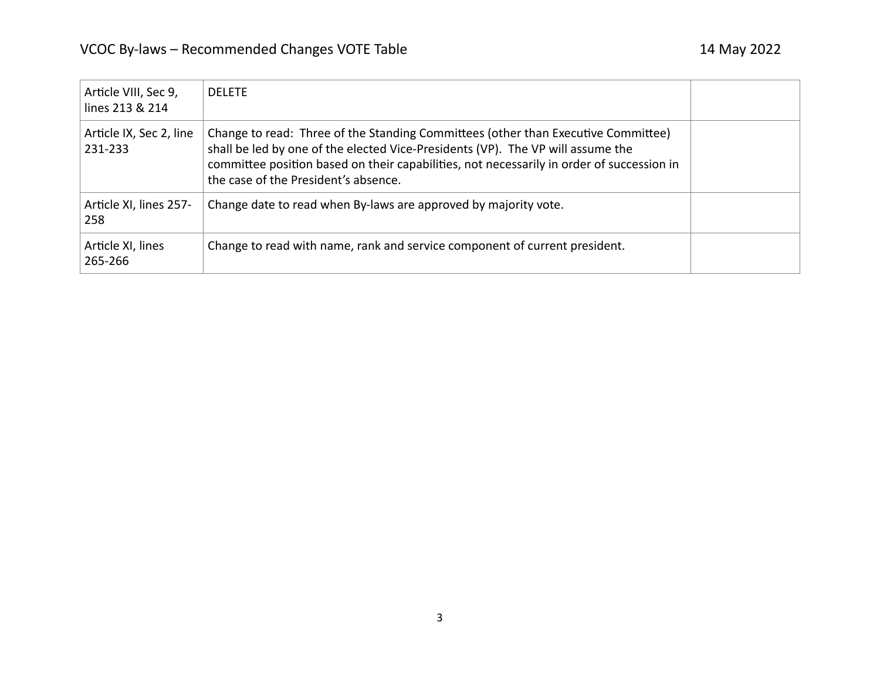| | | |
|---|---|---|
| Article VIII, Sec 9, lines 213 & 214 | DELETE | |
| Article IX, Sec 2, line 231-233 | Change to read: Three of the Standing Committees (other than Executive Committee) shall be led by one of the elected Vice-Presidents (VP). The VP will assume the committee position based on their capabilities, not necessarily in order of succession in the case of the President's absence. | |
| Article XI, lines 257-258 | Change date to read when By-laws are approved by majority vote. | |
| Article XI, lines 265-266 | Change to read with name, rank and service component of current president. | |